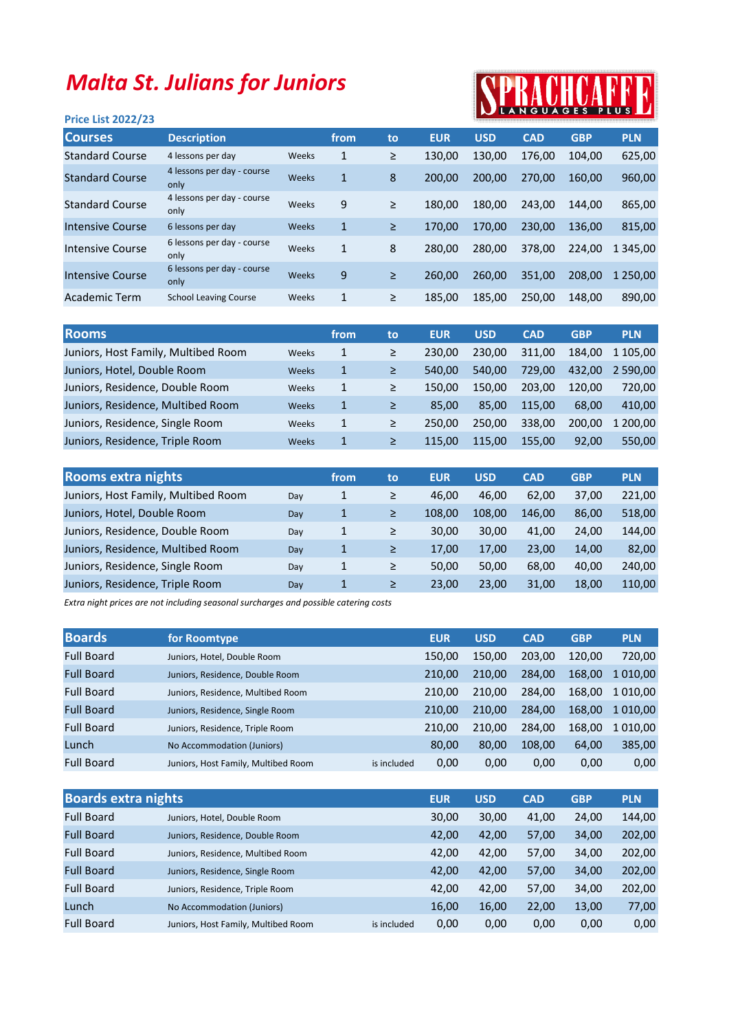# Malta St. Julians for Juniors

SPRACHCAFFE LANGUAGES PLUS

**Price List 2022/23**

| Courses | Description | | from | to | EUR | USD | CAD | GBP | PLN |
|---|---|---|---|---|---|---|---|---|---|
| Standard Course | 4 lessons per day | Weeks | 1 | ≥ | 130,00 | 130,00 | 176,00 | 104,00 | 625,00 |
| Standard Course | 4 lessons per day - course only | Weeks | 1 | 8 | 200,00 | 200,00 | 270,00 | 160,00 | 960,00 |
| Standard Course | 4 lessons per day - course only | Weeks | 9 | ≥ | 180,00 | 180,00 | 243,00 | 144,00 | 865,00 |
| Intensive Course | 6 lessons per day | Weeks | 1 | ≥ | 170,00 | 170,00 | 230,00 | 136,00 | 815,00 |
| Intensive Course | 6 lessons per day - course only | Weeks | 1 | 8 | 280,00 | 280,00 | 378,00 | 224,00 | 1 345,00 |
| Intensive Course | 6 lessons per day - course only | Weeks | 9 | ≥ | 260,00 | 260,00 | 351,00 | 208,00 | 1 250,00 |
| Academic Term | School Leaving Course | Weeks | 1 | ≥ | 185,00 | 185,00 | 250,00 | 148,00 | 890,00 |

| Rooms | | from | to | EUR | USD | CAD | GBP | PLN |
|---|---|---|---|---|---|---|---|---|
| Juniors, Host Family, Multibed Room | Weeks | 1 | ≥ | 230,00 | 230,00 | 311,00 | 184,00 | 1 105,00 |
| Juniors, Hotel, Double Room | Weeks | 1 | ≥ | 540,00 | 540,00 | 729,00 | 432,00 | 2 590,00 |
| Juniors, Residence, Double Room | Weeks | 1 | ≥ | 150,00 | 150,00 | 203,00 | 120,00 | 720,00 |
| Juniors, Residence, Multibed Room | Weeks | 1 | ≥ | 85,00 | 85,00 | 115,00 | 68,00 | 410,00 |
| Juniors, Residence, Single Room | Weeks | 1 | ≥ | 250,00 | 250,00 | 338,00 | 200,00 | 1 200,00 |
| Juniors, Residence, Triple Room | Weeks | 1 | ≥ | 115,00 | 115,00 | 155,00 | 92,00 | 550,00 |

| Rooms extra nights | | from | to | EUR | USD | CAD | GBP | PLN |
|---|---|---|---|---|---|---|---|---|
| Juniors, Host Family, Multibed Room | Day | 1 | ≥ | 46,00 | 46,00 | 62,00 | 37,00 | 221,00 |
| Juniors, Hotel, Double Room | Day | 1 | ≥ | 108,00 | 108,00 | 146,00 | 86,00 | 518,00 |
| Juniors, Residence, Double Room | Day | 1 | ≥ | 30,00 | 30,00 | 41,00 | 24,00 | 144,00 |
| Juniors, Residence, Multibed Room | Day | 1 | ≥ | 17,00 | 17,00 | 23,00 | 14,00 | 82,00 |
| Juniors, Residence, Single Room | Day | 1 | ≥ | 50,00 | 50,00 | 68,00 | 40,00 | 240,00 |
| Juniors, Residence, Triple Room | Day | 1 | ≥ | 23,00 | 23,00 | 31,00 | 18,00 | 110,00 |

*Extra night prices are not including seasonal surcharges and possible catering costs*

| Boards | for Roomtype | | EUR | USD | CAD | GBP | PLN |
|---|---|---|---|---|---|---|---|
| Full Board | Juniors, Hotel, Double Room | | 150,00 | 150,00 | 203,00 | 120,00 | 720,00 |
| Full Board | Juniors, Residence, Double Room | | 210,00 | 210,00 | 284,00 | 168,00 | 1 010,00 |
| Full Board | Juniors, Residence, Multibed Room | | 210,00 | 210,00 | 284,00 | 168,00 | 1 010,00 |
| Full Board | Juniors, Residence, Single Room | | 210,00 | 210,00 | 284,00 | 168,00 | 1 010,00 |
| Full Board | Juniors, Residence, Triple Room | | 210,00 | 210,00 | 284,00 | 168,00 | 1 010,00 |
| Lunch | No Accommodation (Juniors) | | 80,00 | 80,00 | 108,00 | 64,00 | 385,00 |
| Full Board | Juniors, Host Family, Multibed Room | is included | 0,00 | 0,00 | 0,00 | 0,00 | 0,00 |

| Boards extra nights | | | EUR | USD | CAD | GBP | PLN |
|---|---|---|---|---|---|---|---|
| Full Board | Juniors, Hotel, Double Room | | 30,00 | 30,00 | 41,00 | 24,00 | 144,00 |
| Full Board | Juniors, Residence, Double Room | | 42,00 | 42,00 | 57,00 | 34,00 | 202,00 |
| Full Board | Juniors, Residence, Multibed Room | | 42,00 | 42,00 | 57,00 | 34,00 | 202,00 |
| Full Board | Juniors, Residence, Single Room | | 42,00 | 42,00 | 57,00 | 34,00 | 202,00 |
| Full Board | Juniors, Residence, Triple Room | | 42,00 | 42,00 | 57,00 | 34,00 | 202,00 |
| Lunch | No Accommodation (Juniors) | | 16,00 | 16,00 | 22,00 | 13,00 | 77,00 |
| Full Board | Juniors, Host Family, Multibed Room | is included | 0,00 | 0,00 | 0,00 | 0,00 | 0,00 |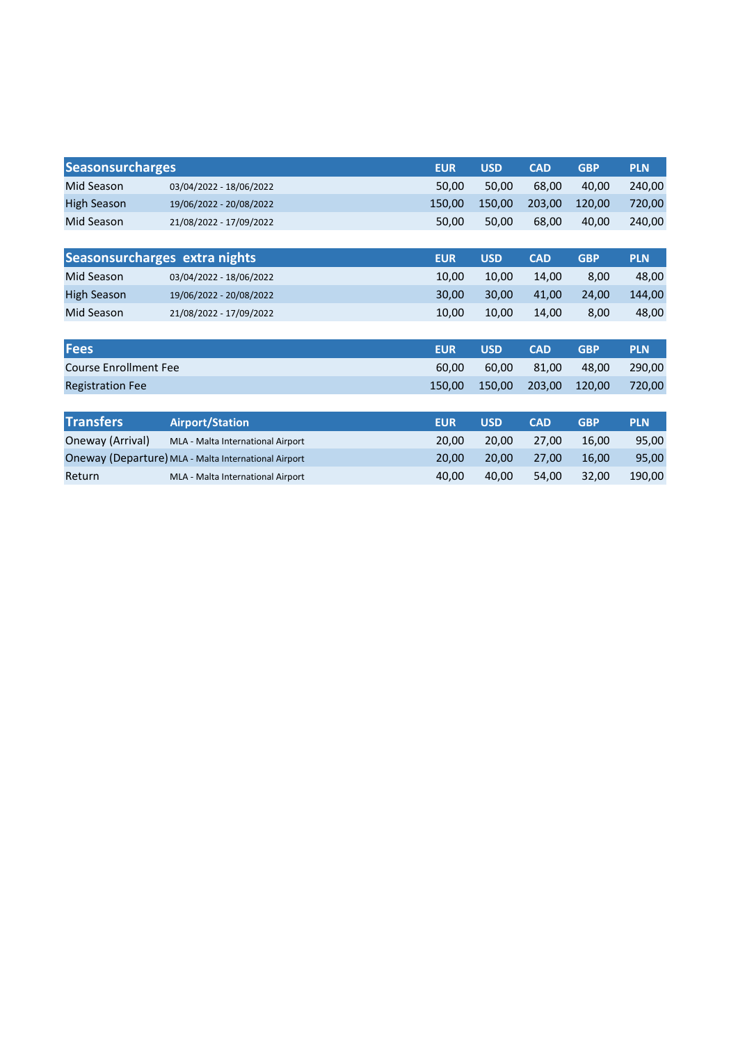| Seasonsurcharges | | EUR | USD | CAD | GBP | PLN |
|---|---|---|---|---|---|---|
| Mid Season | 03/04/2022 - 18/06/2022 | 50,00 | 50,00 | 68,00 | 40,00 | 240,00 |
| High Season | 19/06/2022 - 20/08/2022 | 150,00 | 150,00 | 203,00 | 120,00 | 720,00 |
| Mid Season | 21/08/2022 - 17/09/2022 | 50,00 | 50,00 | 68,00 | 40,00 | 240,00 |

| Seasonsurcharges extra nights | | EUR | USD | CAD | GBP | PLN |
|---|---|---|---|---|---|---|
| Mid Season | 03/04/2022 - 18/06/2022 | 10,00 | 10,00 | 14,00 | 8,00 | 48,00 |
| High Season | 19/06/2022 - 20/08/2022 | 30,00 | 30,00 | 41,00 | 24,00 | 144,00 |
| Mid Season | 21/08/2022 - 17/09/2022 | 10,00 | 10,00 | 14,00 | 8,00 | 48,00 |

| Fees | EUR | USD | CAD | GBP | PLN |
|---|---|---|---|---|---|
| Course Enrollment Fee | 60,00 | 60,00 | 81,00 | 48,00 | 290,00 |
| Registration Fee | 150,00 | 150,00 | 203,00 | 120,00 | 720,00 |

| Transfers | Airport/Station | EUR | USD | CAD | GBP | PLN |
|---|---|---|---|---|---|---|
| Oneway (Arrival) | MLA - Malta International Airport | 20,00 | 20,00 | 27,00 | 16,00 | 95,00 |
| Oneway (Departure) | MLA - Malta International Airport | 20,00 | 20,00 | 27,00 | 16,00 | 95,00 |
| Return | MLA - Malta International Airport | 40,00 | 40,00 | 54,00 | 32,00 | 190,00 |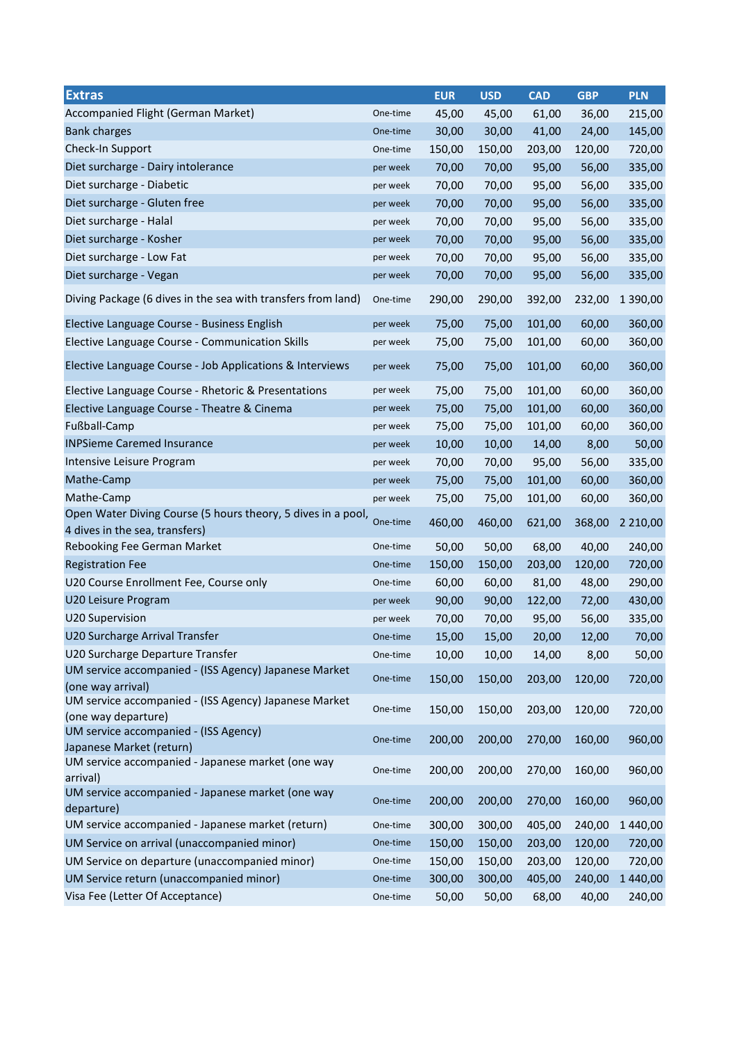| Extras | | EUR | USD | CAD | GBP | PLN |
|---|---|---|---|---|---|---|
| Accompanied Flight (German Market) | One-time | 45,00 | 45,00 | 61,00 | 36,00 | 215,00 |
| Bank charges | One-time | 30,00 | 30,00 | 41,00 | 24,00 | 145,00 |
| Check-In Support | One-time | 150,00 | 150,00 | 203,00 | 120,00 | 720,00 |
| Diet surcharge - Dairy intolerance | per week | 70,00 | 70,00 | 95,00 | 56,00 | 335,00 |
| Diet surcharge - Diabetic | per week | 70,00 | 70,00 | 95,00 | 56,00 | 335,00 |
| Diet surcharge - Gluten free | per week | 70,00 | 70,00 | 95,00 | 56,00 | 335,00 |
| Diet surcharge - Halal | per week | 70,00 | 70,00 | 95,00 | 56,00 | 335,00 |
| Diet surcharge - Kosher | per week | 70,00 | 70,00 | 95,00 | 56,00 | 335,00 |
| Diet surcharge - Low Fat | per week | 70,00 | 70,00 | 95,00 | 56,00 | 335,00 |
| Diet surcharge - Vegan | per week | 70,00 | 70,00 | 95,00 | 56,00 | 335,00 |
| Diving Package (6 dives in the sea with transfers from land) | One-time | 290,00 | 290,00 | 392,00 | 232,00 | 1 390,00 |
| Elective Language Course - Business English | per week | 75,00 | 75,00 | 101,00 | 60,00 | 360,00 |
| Elective Language Course - Communication Skills | per week | 75,00 | 75,00 | 101,00 | 60,00 | 360,00 |
| Elective Language Course - Job Applications & Interviews | per week | 75,00 | 75,00 | 101,00 | 60,00 | 360,00 |
| Elective Language Course - Rhetoric & Presentations | per week | 75,00 | 75,00 | 101,00 | 60,00 | 360,00 |
| Elective Language Course - Theatre & Cinema | per week | 75,00 | 75,00 | 101,00 | 60,00 | 360,00 |
| Fußball-Camp | per week | 75,00 | 75,00 | 101,00 | 60,00 | 360,00 |
| INPSieme Caremed Insurance | per week | 10,00 | 10,00 | 14,00 | 8,00 | 50,00 |
| Intensive Leisure Program | per week | 70,00 | 70,00 | 95,00 | 56,00 | 335,00 |
| Mathe-Camp | per week | 75,00 | 75,00 | 101,00 | 60,00 | 360,00 |
| Mathe-Camp | per week | 75,00 | 75,00 | 101,00 | 60,00 | 360,00 |
| Open Water Diving Course (5 hours theory, 5 dives in a pool, 4 dives in the sea, transfers) | One-time | 460,00 | 460,00 | 621,00 | 368,00 | 2 210,00 |
| Rebooking Fee German Market | One-time | 50,00 | 50,00 | 68,00 | 40,00 | 240,00 |
| Registration Fee | One-time | 150,00 | 150,00 | 203,00 | 120,00 | 720,00 |
| U20 Course Enrollment Fee, Course only | One-time | 60,00 | 60,00 | 81,00 | 48,00 | 290,00 |
| U20 Leisure Program | per week | 90,00 | 90,00 | 122,00 | 72,00 | 430,00 |
| U20 Supervision | per week | 70,00 | 70,00 | 95,00 | 56,00 | 335,00 |
| U20 Surcharge Arrival Transfer | One-time | 15,00 | 15,00 | 20,00 | 12,00 | 70,00 |
| U20 Surcharge Departure Transfer | One-time | 10,00 | 10,00 | 14,00 | 8,00 | 50,00 |
| UM service accompanied - (ISS Agency) Japanese Market (one way arrival) | One-time | 150,00 | 150,00 | 203,00 | 120,00 | 720,00 |
| UM service accompanied - (ISS Agency) Japanese Market (one way departure) | One-time | 150,00 | 150,00 | 203,00 | 120,00 | 720,00 |
| UM service accompanied - (ISS Agency) Japanese Market (return) | One-time | 200,00 | 200,00 | 270,00 | 160,00 | 960,00 |
| UM service accompanied - Japanese market (one way arrival) | One-time | 200,00 | 200,00 | 270,00 | 160,00 | 960,00 |
| UM service accompanied - Japanese market (one way departure) | One-time | 200,00 | 200,00 | 270,00 | 160,00 | 960,00 |
| UM service accompanied - Japanese market (return) | One-time | 300,00 | 300,00 | 405,00 | 240,00 | 1 440,00 |
| UM Service on arrival (unaccompanied minor) | One-time | 150,00 | 150,00 | 203,00 | 120,00 | 720,00 |
| UM Service on departure (unaccompanied minor) | One-time | 150,00 | 150,00 | 203,00 | 120,00 | 720,00 |
| UM Service return (unaccompanied minor) | One-time | 300,00 | 300,00 | 405,00 | 240,00 | 1 440,00 |
| Visa Fee (Letter Of Acceptance) | One-time | 50,00 | 50,00 | 68,00 | 40,00 | 240,00 |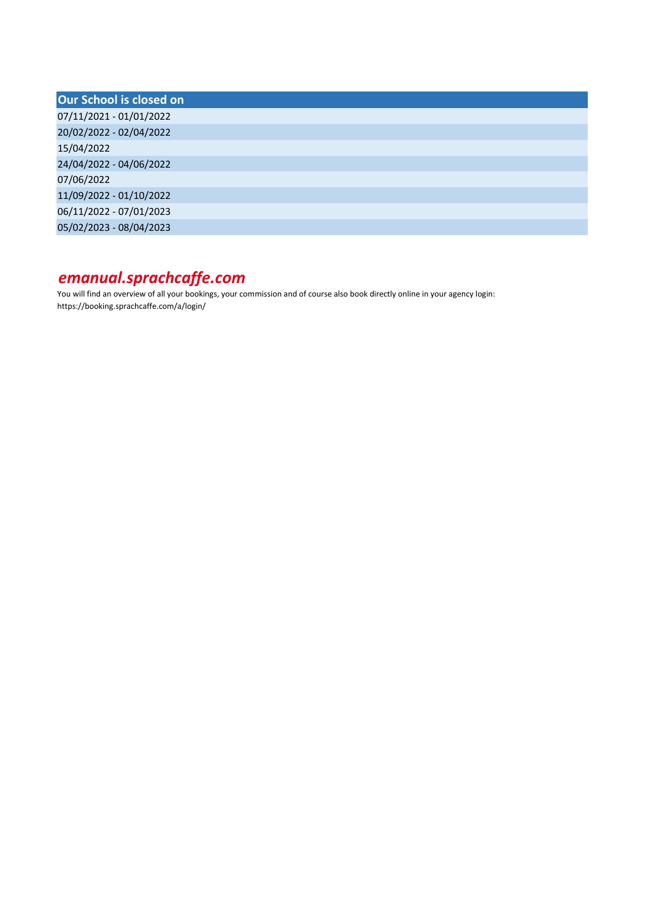| Our School is closed on |
| --- |
| 07/11/2021 - 01/01/2022 |
| 20/02/2022 - 02/04/2022 |
| 15/04/2022 |
| 24/04/2022 - 04/06/2022 |
| 07/06/2022 |
| 11/09/2022 - 01/10/2022 |
| 06/11/2022 - 07/01/2023 |
| 05/02/2023 - 08/04/2023 |

## *emanual.sprachcaffe.com*

You will find an overview of all your bookings, your commission and of course also book directly online in your agency login:
https://booking.sprachcaffe.com/a/login/